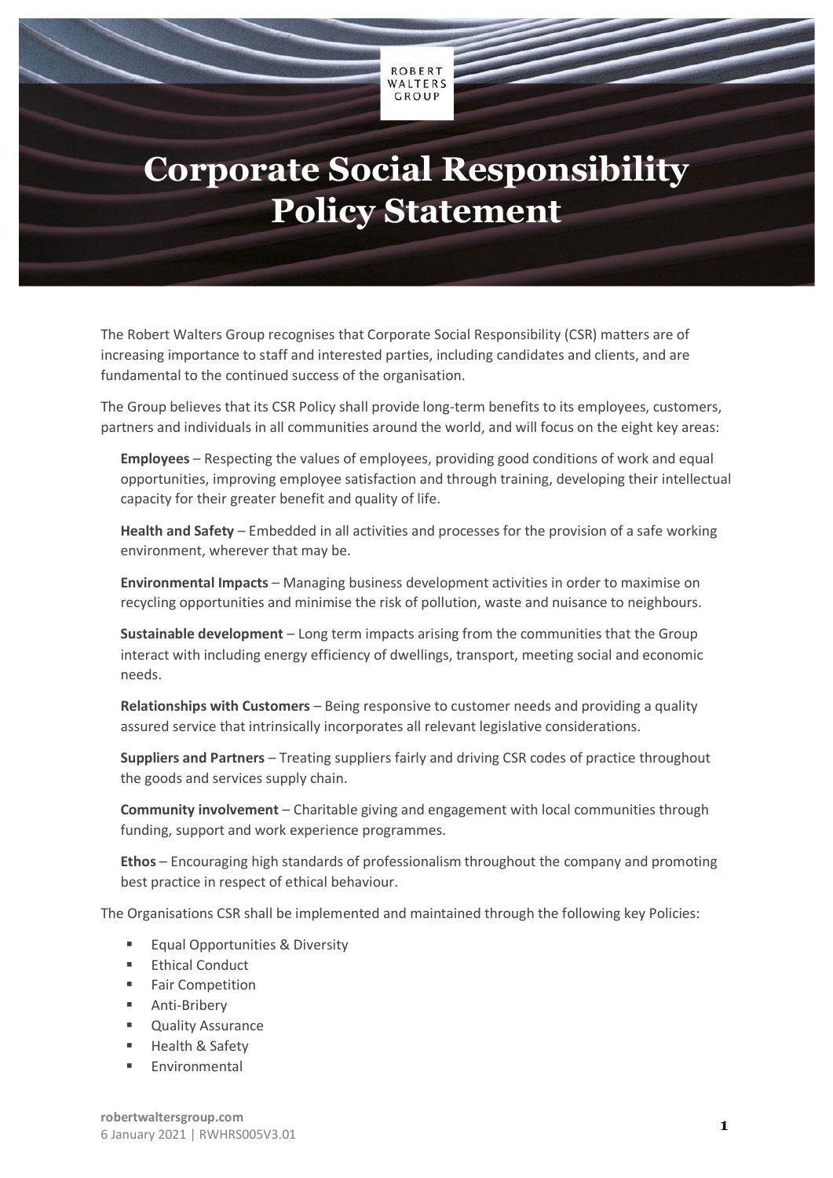ROBERT WALTERS GROUP

# Corporate Social Responsibility Policy Statement

The Robert Walters Group recognises that Corporate Social Responsibility (CSR) matters are of increasing importance to staff and interested parties, including candidates and clients, and are fundamental to the continued success of the organisation.

The Group believes that its CSR Policy shall provide long-term benefits to its employees, customers, partners and individuals in all communities around the world, and will focus on the eight key areas:

**Employees** – Respecting the values of employees, providing good conditions of work and equal opportunities, improving employee satisfaction and through training, developing their intellectual capacity for their greater benefit and quality of life.

**Health and Safety** – Embedded in all activities and processes for the provision of a safe working environment, wherever that may be.

**Environmental Impacts** – Managing business development activities in order to maximise on recycling opportunities and minimise the risk of pollution, waste and nuisance to neighbours.

**Sustainable development** – Long term impacts arising from the communities that the Group interact with including energy efficiency of dwellings, transport, meeting social and economic needs.

**Relationships with Customers** – Being responsive to customer needs and providing a quality assured service that intrinsically incorporates all relevant legislative considerations.

**Suppliers and Partners** – Treating suppliers fairly and driving CSR codes of practice throughout the goods and services supply chain.

**Community involvement** – Charitable giving and engagement with local communities through funding, support and work experience programmes.

**Ethos** – Encouraging high standards of professionalism throughout the company and promoting best practice in respect of ethical behaviour.

The Organisations CSR shall be implemented and maintained through the following key Policies:

- Equal Opportunities & Diversity
- Ethical Conduct
- Fair Competition
- Anti-Bribery
- Quality Assurance
- Health & Safety
- Environmental

robertwaltersgroup.com
6 January 2021 | RWHRS005V3.01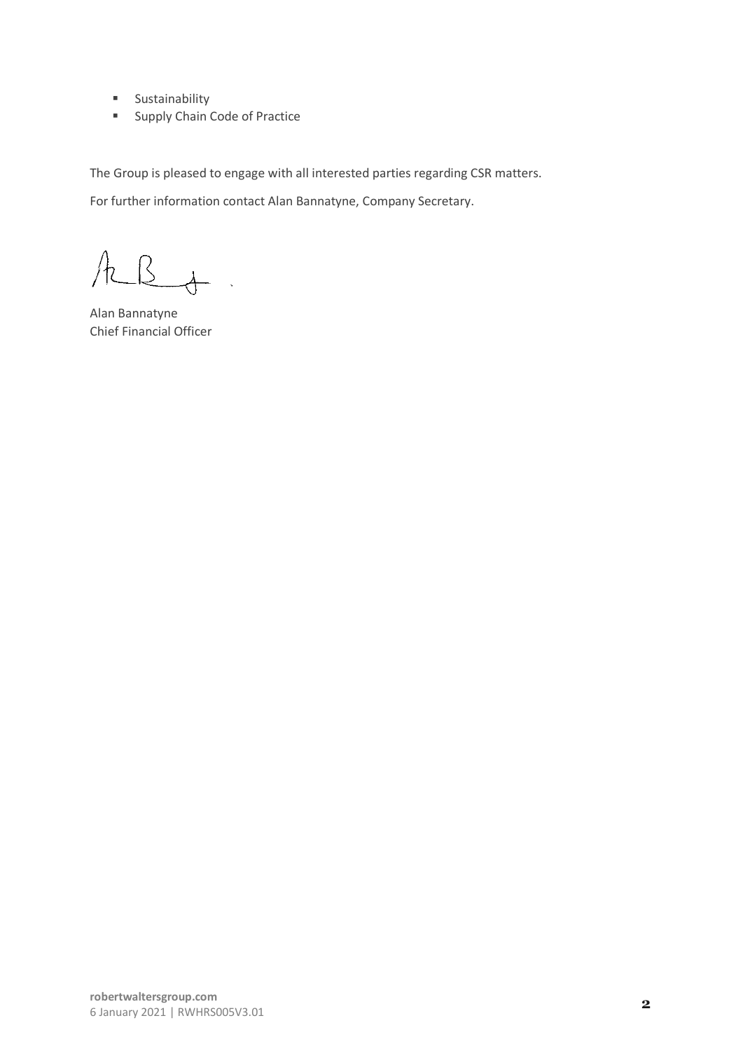- Sustainability
- Supply Chain Code of Practice

The Group is pleased to engage with all interested parties regarding CSR matters.

For further information contact Alan Bannatyne, Company Secretary.

Alan Bannatyne
Chief Financial Officer